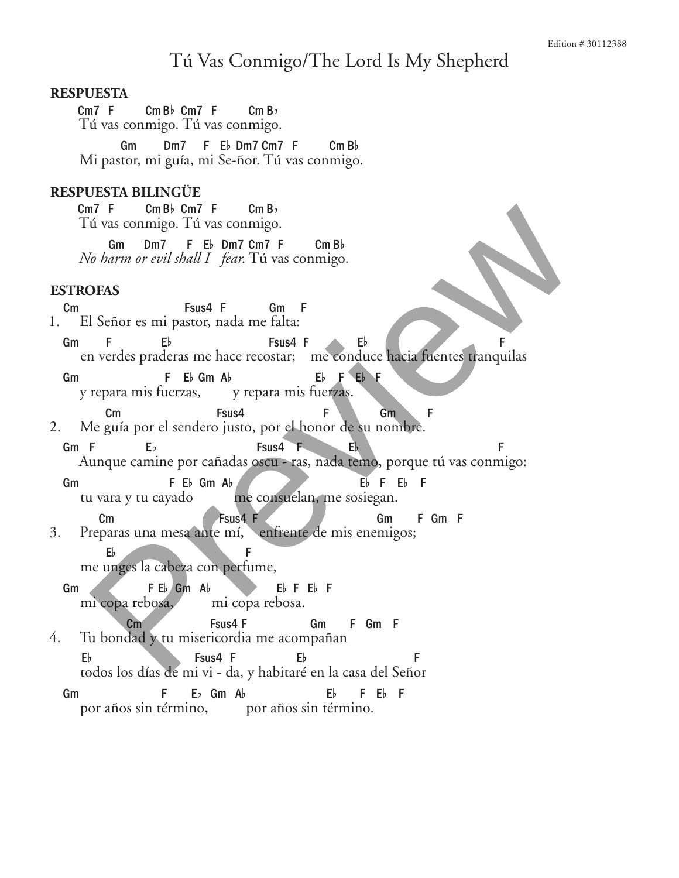# Tú Vas Conmigo/The Lord Is My Shepherd

Edition # 30112388

**RESPUESTA**

```
Cm7  F      Cm B♭  Cm7  F      Cm B♭
Tú vas conmigo. Tú vas conmigo.

          Gm      Dm7    F  E♭ Dm7 Cm7  F       Cm B♭
Mi pastor, mi guía, mi Se-ñor. Tú vas conmigo.
```

**RESPUESTA BILINGÜE**

```
Cm7  F      Cm B♭  Cm7  F      Cm B♭
Tú vas conmigo. Tú vas conmigo.

       Gm     Dm7     F  E♭  Dm7 Cm7  F      Cm B♭
No harm or evil shall I   fear. Tú vas conmigo.
```

**ESTROFAS**

```
   Cm                      Fsus4  F        Gm    F
1. El Señor es mi pastor, nada me falta:

Gm      F          E♭                    Fsus4  F          E♭                       F
   en verdes praderas me hace recostar;    me conduce hacia fuentes tranquilas

Gm                  F   E♭ Gm  A♭                E♭   F  E♭  F
   y repara mis fuerzas,        y repara mis fuerzas.

      Cm                        Fsus4                F         Gm        F
2. Me guía por el sendero justo, por el honor de su nombre.

Gm  F        E♭                       Fsus4   F       E♭                        F
   Aunque camine por cañadas oscu - ras, nada temo, porque tú vas conmigo:

Gm                 F  E♭  Gm  A♭                 E♭  F  E♭  F
   tu vara y tu cayado          me consuelan, me sosiegan.

      Cm                     Fsus4 F                  Gm      F  Gm  F
3. Preparas una mesa ante mí,    enfrente de mis enemigos;

      E♭                        F
   me unges la cabeza con perfume,

Gm             F E♭ Gm  A♭           E♭  F  E♭  F
   mi copa rebosa,         mi copa rebosa.

         Cm                  Fsus4 F            Gm      F  Gm  F
4. Tu bondad y tu misericordia me acompañan

   E♭                    Fsus4  F            E♭                      F
   todos los días de mi vi - da, y habitaré en la casa del Señor

Gm                  F     E♭  Gm  A♭              E♭    F  E♭  F
   por años sin término,          por años sin término.
```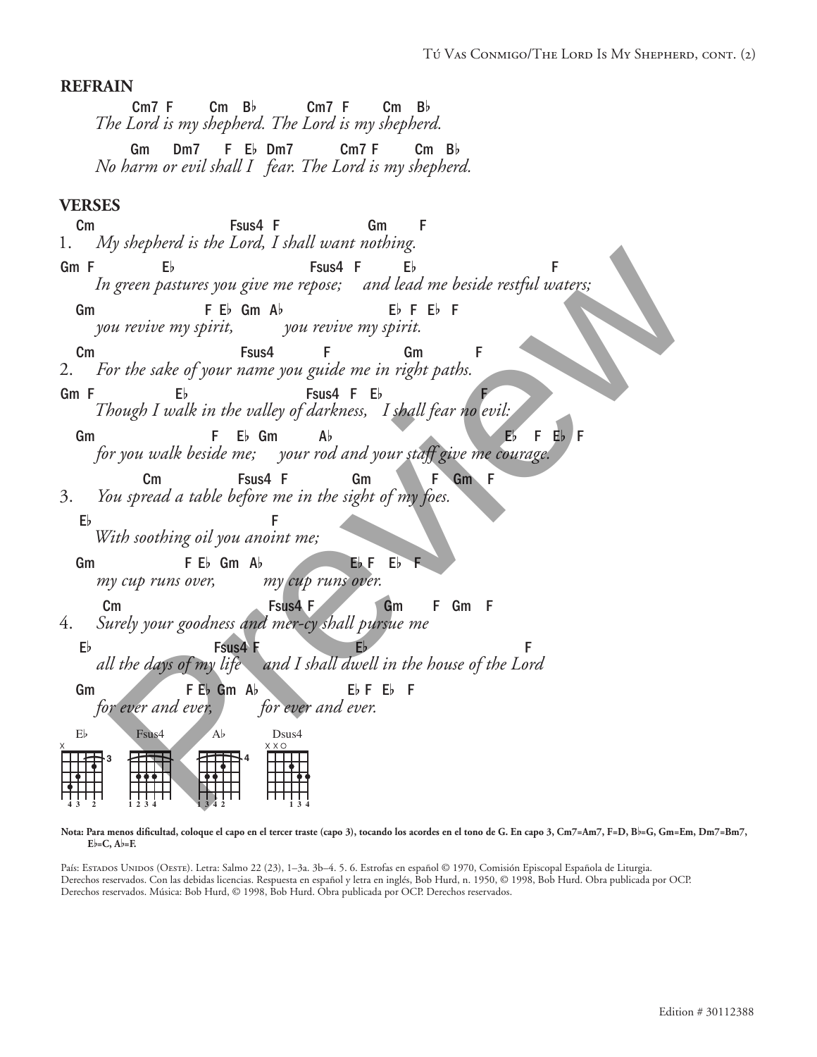## REFRAIN

```
      Cm7  F       Cm   B♭          Cm7  F       Cm   B♭
The Lord is my shepherd. The Lord is my shepherd.
     Gm     Dm7      F  E♭ Dm7          Cm7 F       Cm   B♭
No harm or evil shall I   fear. The Lord is my shepherd.
```

## VERSES

```
   Cm                          Fsus4  F                Gm        F
1. My shepherd is the Lord, I shall want nothing.
Gm F           E♭                       Fsus4  F        E♭                       F
   In green pastures you give me repose;     and lead me beside restful waters;
   Gm                     F E♭ Gm  A♭                  E♭ F  E♭  F
   you revive my spirit,           you revive my spirit.

   Cm                            Fsus4          F                Gm          F
2. For the sake of your name you guide me in right paths.
Gm F            E♭                       Fsus4  F  E♭            F
   Though I walk in the valley of darkness,   I shall fear no evil:
   Gm                      F    E♭ Gm         A♭                             E♭    F   E♭   F
   for you walk beside me;     your rod and your staff give me courage.

            Cm              Fsus4  F             Gm          F   Gm   F
3. You spread a table before me in the sight of my foes.
   E♭                             F
   With soothing oil you anoint me;
   Gm                  F E♭ Gm  A♭               E♭ F   E♭   F
   my cup runs over,            my cup runs over.

        Cm                           Fsus4 F              Gm       F  Gm   F
4. Surely your goodness and mer-cy shall pursue me
   E♭                     Fsus4 F                 E♭                         F
   all the days of my life     and I shall dwell in the house of the Lord
   Gm                  F E♭ Gm  A♭               E♭ F  E♭   F
   for ever and ever,           for ever and ever.
```

E♭ Fsus4 A♭ Dsus4

**Nota: Para menos dificultad, coloque el capo en el tercer traste (capo 3), tocando los acordes en el tono de G. En capo 3, Cm7=Am7, F=D, B♭=G, Gm=Em, Dm7=Bm7, E♭=C, A♭=F.**

País: Estados Unidos (Oeste). Letra: Salmo 22 (23), 1–3a. 3b–4. 5. 6. Estrofas en español © 1970, Comisión Episcopal Española de Liturgia. Derechos reservados. Con las debidas licencias. Respuesta en español y letra en inglés, Bob Hurd, n. 1950, © 1998, Bob Hurd. Obra publicada por OCP. Derechos reservados. Música: Bob Hurd, © 1998, Bob Hurd. Obra publicada por OCP. Derechos reservados.

Edition # 30112388